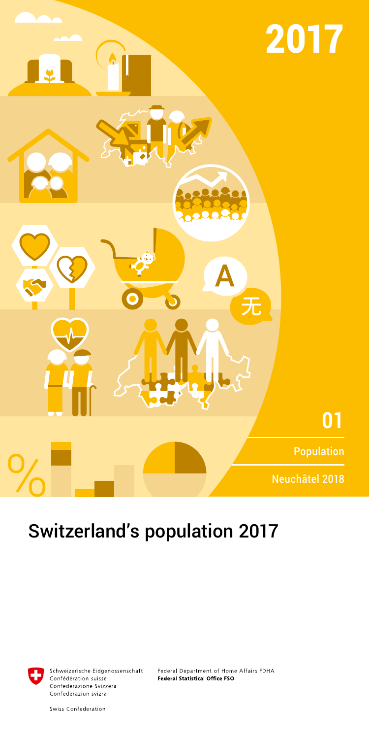2017

01

Population

Neuchâtel 2018

# Switzerland's population 2017

Schweizerische Eidgenossenschaft
Confédération suisse
Confederazione Svizzera
Confederaziun svizra

Swiss Confederation

Federal Department of Home Affairs FDHA
**Federal Statistical Office FSO**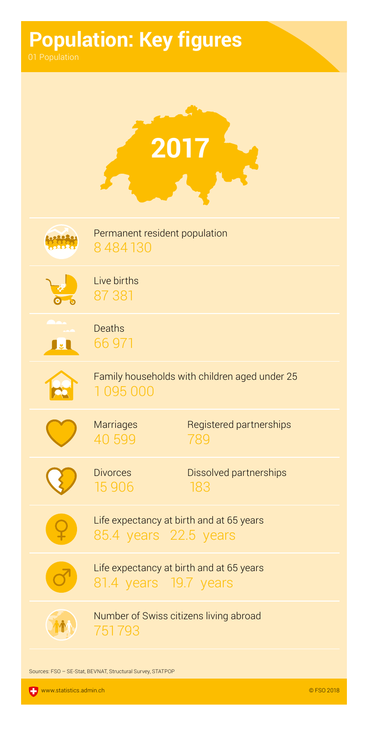# Population: Key figures

01 Population

2017

Permanent resident population
8 484 130

Live births
87 381

Deaths
66 971

Family households with children aged under 25
1 095 000

Marriages
40 599

Registered partnerships
789

Divorces
15 906

Dissolved partnerships
183

Life expectancy at birth and at 65 years (women)
85.4 years 22.5 years

Life expectancy at birth and at 65 years (men)
81.4 years 19.7 years

Number of Swiss citizens living abroad
751 793

Sources: FSO – SE-Stat, BEVNAT, Structural Survey, STATPOP

www.statistics.admin.ch

© FSO 2018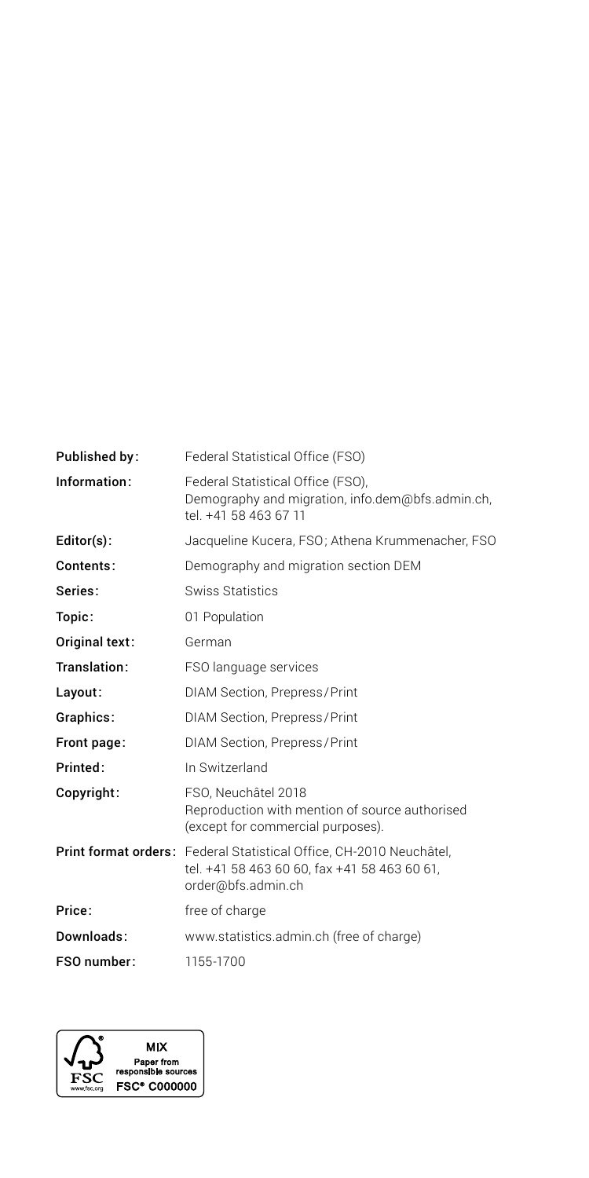| | |
|---|---|
| **Published by:** | Federal Statistical Office (FSO) |
| **Information:** | Federal Statistical Office (FSO), Demography and migration, info.dem@bfs.admin.ch, tel. +41 58 463 67 11 |
| **Editor(s):** | Jacqueline Kucera, FSO; Athena Krummenacher, FSO |
| **Contents:** | Demography and migration section DEM |
| **Series:** | Swiss Statistics |
| **Topic:** | 01 Population |
| **Original text:** | German |
| **Translation:** | FSO language services |
| **Layout:** | DIAM Section, Prepress/Print |
| **Graphics:** | DIAM Section, Prepress/Print |
| **Front page:** | DIAM Section, Prepress/Print |
| **Printed:** | In Switzerland |
| **Copyright:** | FSO, Neuchâtel 2018 Reproduction with mention of source authorised (except for commercial purposes). |
| **Print format orders:** | Federal Statistical Office, CH-2010 Neuchâtel, tel. +41 58 463 60 60, fax +41 58 463 60 61, order@bfs.admin.ch |
| **Price:** | free of charge |
| **Downloads:** | www.statistics.admin.ch (free of charge) |
| **FSO number:** | 1155-1700 |

FSC www.fsc.org

MIX
Paper from responsible sources
FSC® C000000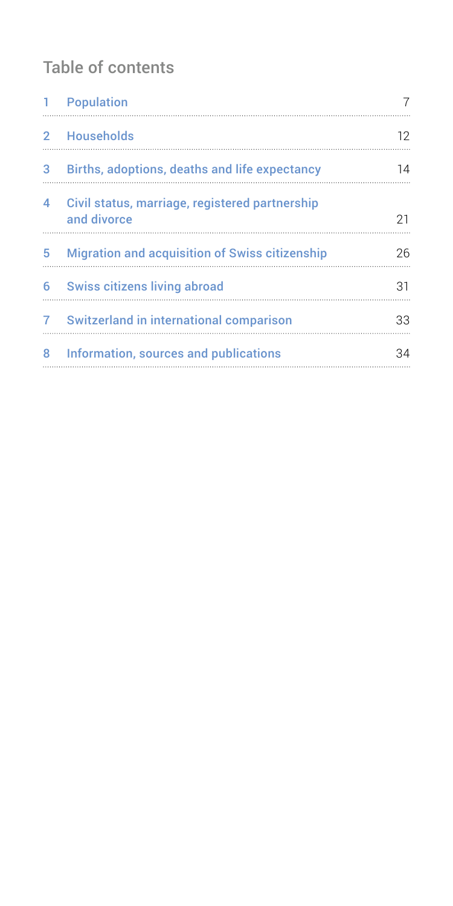## Table of contents

| | | |
|---|---|---|
| 1 | Population | 7 |
| 2 | Households | 12 |
| 3 | Births, adoptions, deaths and life expectancy | 14 |
| 4 | Civil status, marriage, registered partnership and divorce | 21 |
| 5 | Migration and acquisition of Swiss citizenship | 26 |
| 6 | Swiss citizens living abroad | 31 |
| 7 | Switzerland in international comparison | 33 |
| 8 | Information, sources and publications | 34 |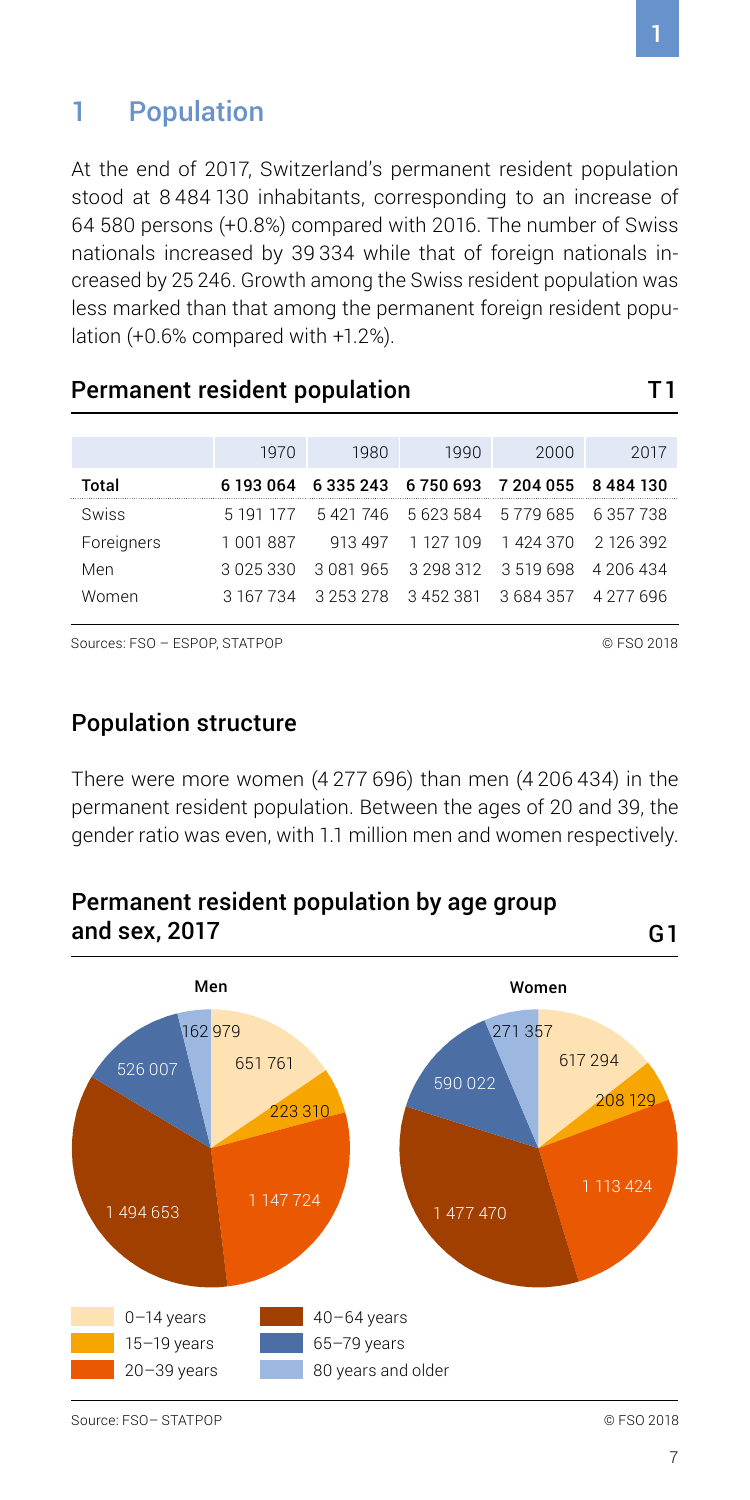# 1 Population

At the end of 2017, Switzerland's permanent resident population stood at 8 484 130 inhabitants, corresponding to an increase of 64 580 persons (+0.8%) compared with 2016. The number of Swiss nationals increased by 39 334 while that of foreign nationals increased by 25 246. Growth among the Swiss resident population was less marked than that among the permanent foreign resident population (+0.6% compared with +1.2%).

## Permanent resident population T1

| | 1970 | 1980 | 1990 | 2000 | 2017 |
|---|---|---|---|---|---|
| **Total** | **6 193 064** | **6 335 243** | **6 750 693** | **7 204 055** | **8 484 130** |
| Swiss | 5 191 177 | 5 421 746 | 5 623 584 | 5 779 685 | 6 357 738 |
| Foreigners | 1 001 887 | 913 497 | 1 127 109 | 1 424 370 | 2 126 392 |
| Men | 3 025 330 | 3 081 965 | 3 298 312 | 3 519 698 | 4 206 434 |
| Women | 3 167 734 | 3 253 278 | 3 452 381 | 3 684 357 | 4 277 696 |

Sources: FSO – ESPOP, STATPOP © FSO 2018

## Population structure

There were more women (4 277 696) than men (4 206 434) in the permanent resident population. Between the ages of 20 and 39, the gender ratio was even, with 1.1 million men and women respectively.

## Permanent resident population by age group and sex, 2017 G1

Men

162 979
651 761
223 310
1 147 724
1 494 653
526 007

Women

271 357
617 294
208 129
1 113 424
1 477 470
590 022

0–14 years
15–19 years
20–39 years
40–64 years
65–79 years
80 years and older

Source: FSO– STATPOP © FSO 2018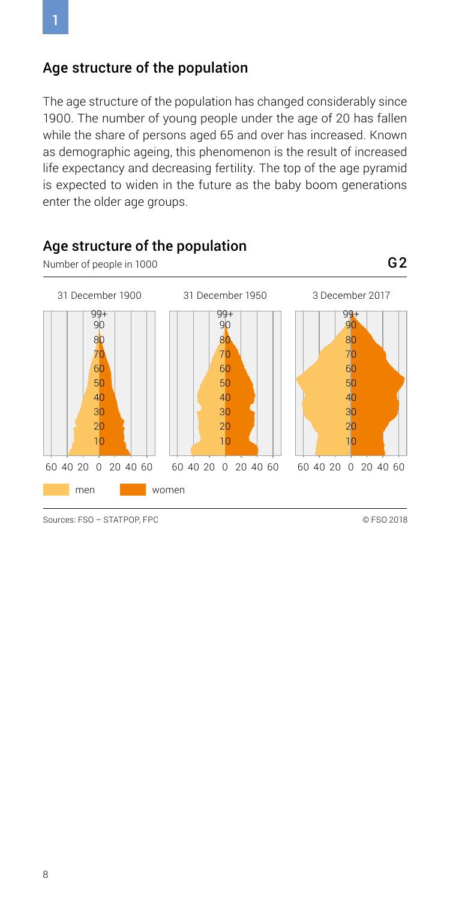## Age structure of the population

The age structure of the population has changed considerably since 1900. The number of young people under the age of 20 has fallen while the share of persons aged 65 and over has increased. Known as demographic ageing, this phenomenon is the result of increased life expectancy and decreasing fertility. The top of the age pyramid is expected to widen in the future as the baby boom generations enter the older age groups.

### Age structure of the population

Number of people in 1000

G2

31 December 1900

31 December 1950

3 December 2017

99+
90
80
70
60
50
40
30
20
10

60 40 20 0 20 40 60

men

women

Sources: FSO – STATPOP, FPC

© FSO 2018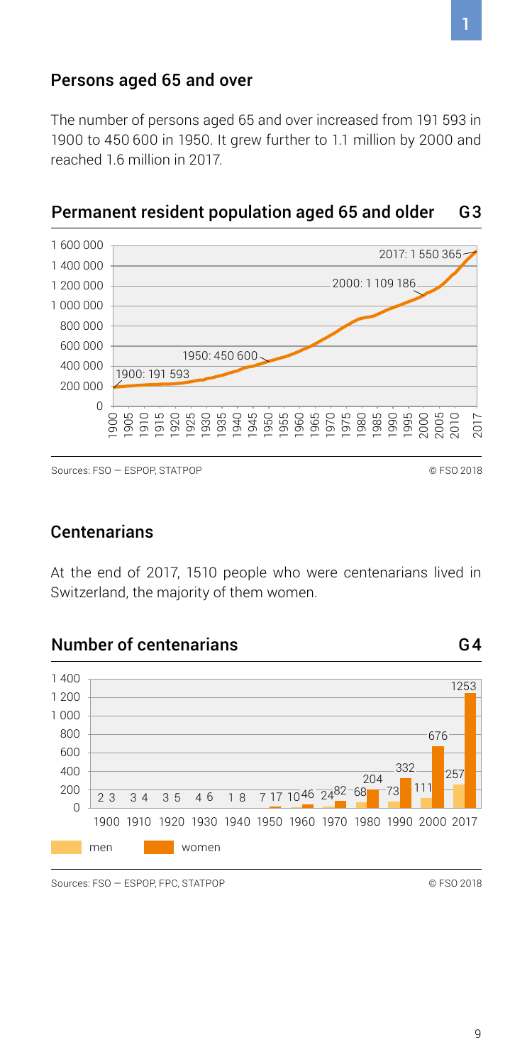## Persons aged 65 and over

The number of persons aged 65 and over increased from 191 593 in 1900 to 450 600 in 1950. It grew further to 1.1 million by 2000 and reached 1.6 million in 2017.

### Permanent resident population aged 65 and older G3

1900: 191 593
1950: 450 600
2000: 1 109 186
2017: 1 550 365

Sources: FSO — ESPOP, STATPOP

© FSO 2018

## Centenarians

At the end of 2017, 1510 people who were centenarians lived in Switzerland, the majority of them women.

### Number of centenarians G4

1900: 2 3
1910: 3 4
1920: 3 5
1930: 4 6
1940: 1 8
1950: 7 17
1960: 10 46
1970: 24 82
1980: 68 204
1990: 73 332
2000: 111 676
2017: 257 1253

men
women

Sources: FSO — ESPOP, FPC, STATPOP

© FSO 2018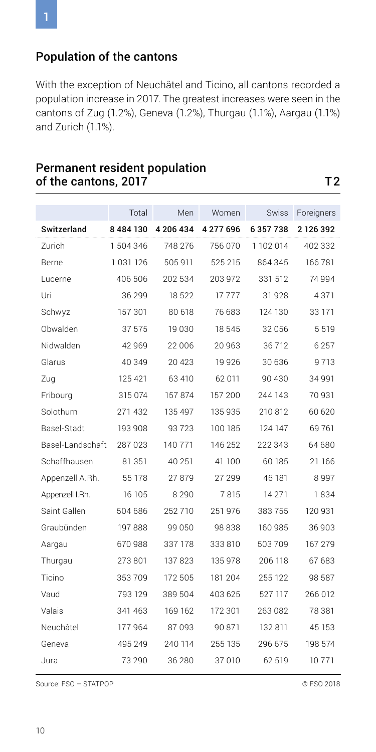## Population of the cantons

With the exception of Neuchâtel and Ticino, all cantons recorded a population increase in 2017. The greatest increases were seen in the cantons of Zug (1.2%), Geneva (1.2%), Thurgau (1.1%), Aargau (1.1%) and Zurich (1.1%).

## Permanent resident population of the cantons, 2017 T2

| | Total | Men | Women | Swiss | Foreigners |
|---|---|---|---|---|---|
| **Switzerland** | **8 484 130** | **4 206 434** | **4 277 696** | **6 357 738** | **2 126 392** |
| Zurich | 1 504 346 | 748 276 | 756 070 | 1 102 014 | 402 332 |
| Berne | 1 031 126 | 505 911 | 525 215 | 864 345 | 166 781 |
| Lucerne | 406 506 | 202 534 | 203 972 | 331 512 | 74 994 |
| Uri | 36 299 | 18 522 | 17 777 | 31 928 | 4 371 |
| Schwyz | 157 301 | 80 618 | 76 683 | 124 130 | 33 171 |
| Obwalden | 37 575 | 19 030 | 18 545 | 32 056 | 5 519 |
| Nidwalden | 42 969 | 22 006 | 20 963 | 36 712 | 6 257 |
| Glarus | 40 349 | 20 423 | 19 926 | 30 636 | 9 713 |
| Zug | 125 421 | 63 410 | 62 011 | 90 430 | 34 991 |
| Fribourg | 315 074 | 157 874 | 157 200 | 244 143 | 70 931 |
| Solothurn | 271 432 | 135 497 | 135 935 | 210 812 | 60 620 |
| Basel-Stadt | 193 908 | 93 723 | 100 185 | 124 147 | 69 761 |
| Basel-Landschaft | 287 023 | 140 771 | 146 252 | 222 343 | 64 680 |
| Schaffhausen | 81 351 | 40 251 | 41 100 | 60 185 | 21 166 |
| Appenzell A.Rh. | 55 178 | 27 879 | 27 299 | 46 181 | 8 997 |
| Appenzell I.Rh. | 16 105 | 8 290 | 7 815 | 14 271 | 1 834 |
| Saint Gallen | 504 686 | 252 710 | 251 976 | 383 755 | 120 931 |
| Graubünden | 197 888 | 99 050 | 98 838 | 160 985 | 36 903 |
| Aargau | 670 988 | 337 178 | 333 810 | 503 709 | 167 279 |
| Thurgau | 273 801 | 137 823 | 135 978 | 206 118 | 67 683 |
| Ticino | 353 709 | 172 505 | 181 204 | 255 122 | 98 587 |
| Vaud | 793 129 | 389 504 | 403 625 | 527 117 | 266 012 |
| Valais | 341 463 | 169 162 | 172 301 | 263 082 | 78 381 |
| Neuchâtel | 177 964 | 87 093 | 90 871 | 132 811 | 45 153 |
| Geneva | 495 249 | 240 114 | 255 135 | 296 675 | 198 574 |
| Jura | 73 290 | 36 280 | 37 010 | 62 519 | 10 771 |

Source: FSO – STATPOP © FSO 2018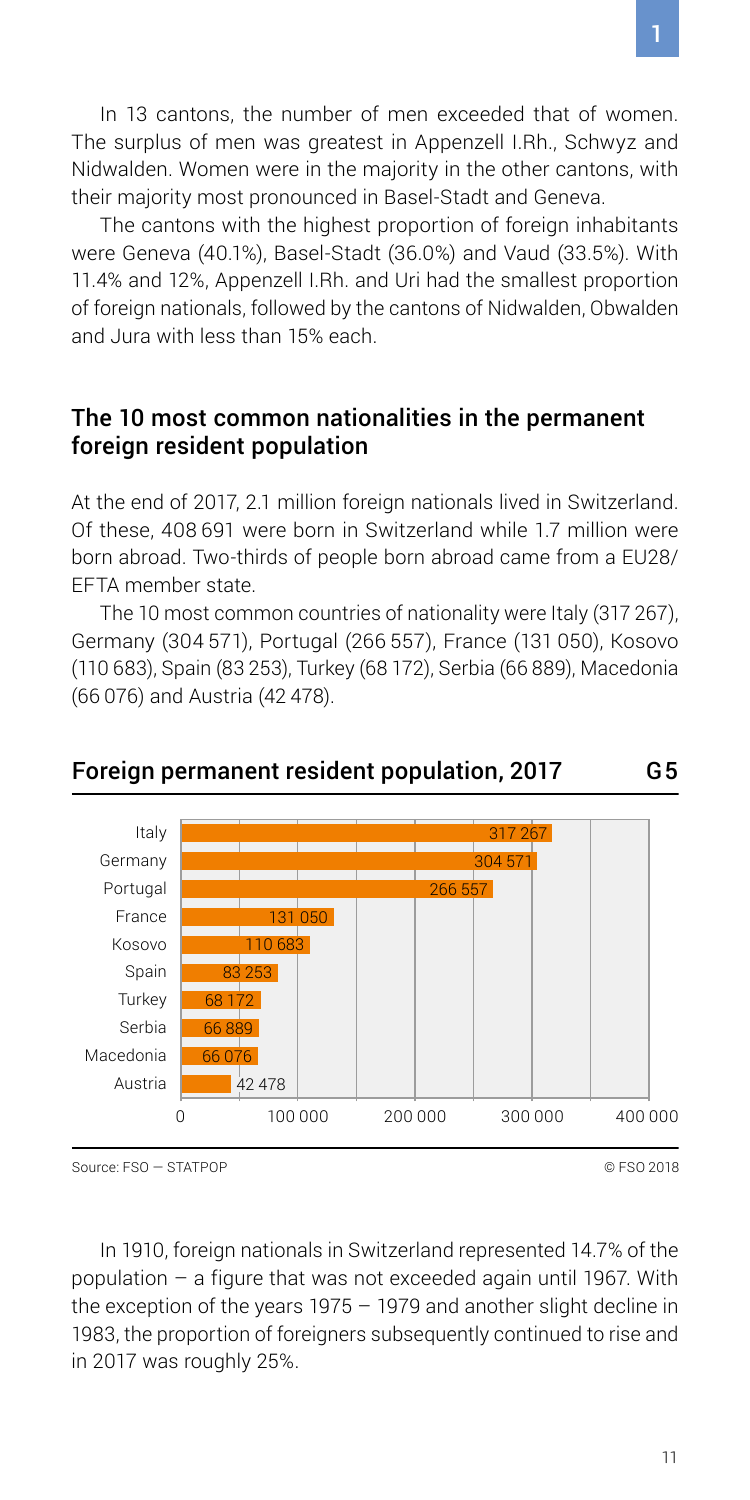In 13 cantons, the number of men exceeded that of women. The surplus of men was greatest in Appenzell I.Rh., Schwyz and Nidwalden. Women were in the majority in the other cantons, with their majority most pronounced in Basel-Stadt and Geneva.

The cantons with the highest proportion of foreign inhabitants were Geneva (40.1%), Basel-Stadt (36.0%) and Vaud (33.5%). With 11.4% and 12%, Appenzell I.Rh. and Uri had the smallest proportion of foreign nationals, followed by the cantons of Nidwalden, Obwalden and Jura with less than 15% each.

## The 10 most common nationalities in the permanent foreign resident population

At the end of 2017, 2.1 million foreign nationals lived in Switzerland. Of these, 408 691 were born in Switzerland while 1.7 million were born abroad. Two-thirds of people born abroad came from a EU28/EFTA member state.

The 10 most common countries of nationality were Italy (317 267), Germany (304 571), Portugal (266 557), France (131 050), Kosovo (110 683), Spain (83 253), Turkey (68 172), Serbia (66 889), Macedonia (66 076) and Austria (42 478).

### Foreign permanent resident population, 2017 G5

Italy 317 267
Germany 304 571
Portugal 266 557
France 131 050
Kosovo 110 683
Spain 83 253
Turkey 68 172
Serbia 66 889
Macedonia 66 076
Austria 42 478

0 100 000 200 000 300 000 400 000

Source: FSO — STATPOP © FSO 2018

In 1910, foreign nationals in Switzerland represented 14.7% of the population – a figure that was not exceeded again until 1967. With the exception of the years 1975 – 1979 and another slight decline in 1983, the proportion of foreigners subsequently continued to rise and in 2017 was roughly 25%.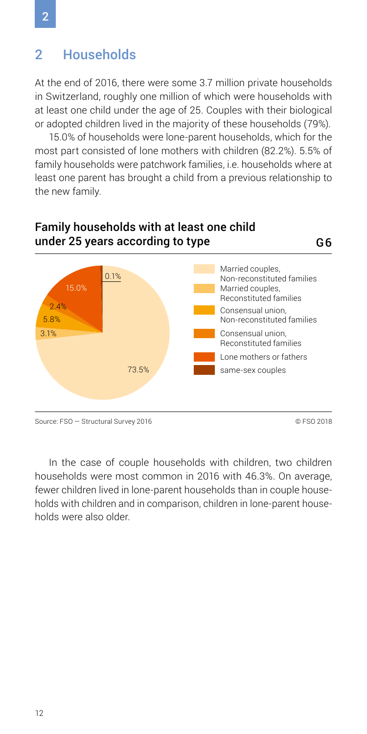## 2 Households

At the end of 2016, there were some 3.7 million private households in Switzerland, roughly one million of which were households with at least one child under the age of 25. Couples with their biological or adopted children lived in the majority of these households (79%).

15.0% of households were lone-parent households, which for the most part consisted of lone mothers with children (82.2%). 5.5% of family households were patchwork families, i.e. households where at least one parent has brought a child from a previous relationship to the new family.

### Family households with at least one child under 25 years according to type

G6

0.1%
15.0%
2.4%
5.8%
3.1%
73.5%

Married couples, Non-reconstituted families
Married couples, Reconstituted families
Consensual union, Non-reconstituted families
Consensual union, Reconstituted families
Lone mothers or fathers
same-sex couples

Source: FSO — Structural Survey 2016

© FSO 2018

In the case of couple households with children, two children households were most common in 2016 with 46.3%. On average, fewer children lived in lone-parent households than in couple households with children and in comparison, children in lone-parent households were also older.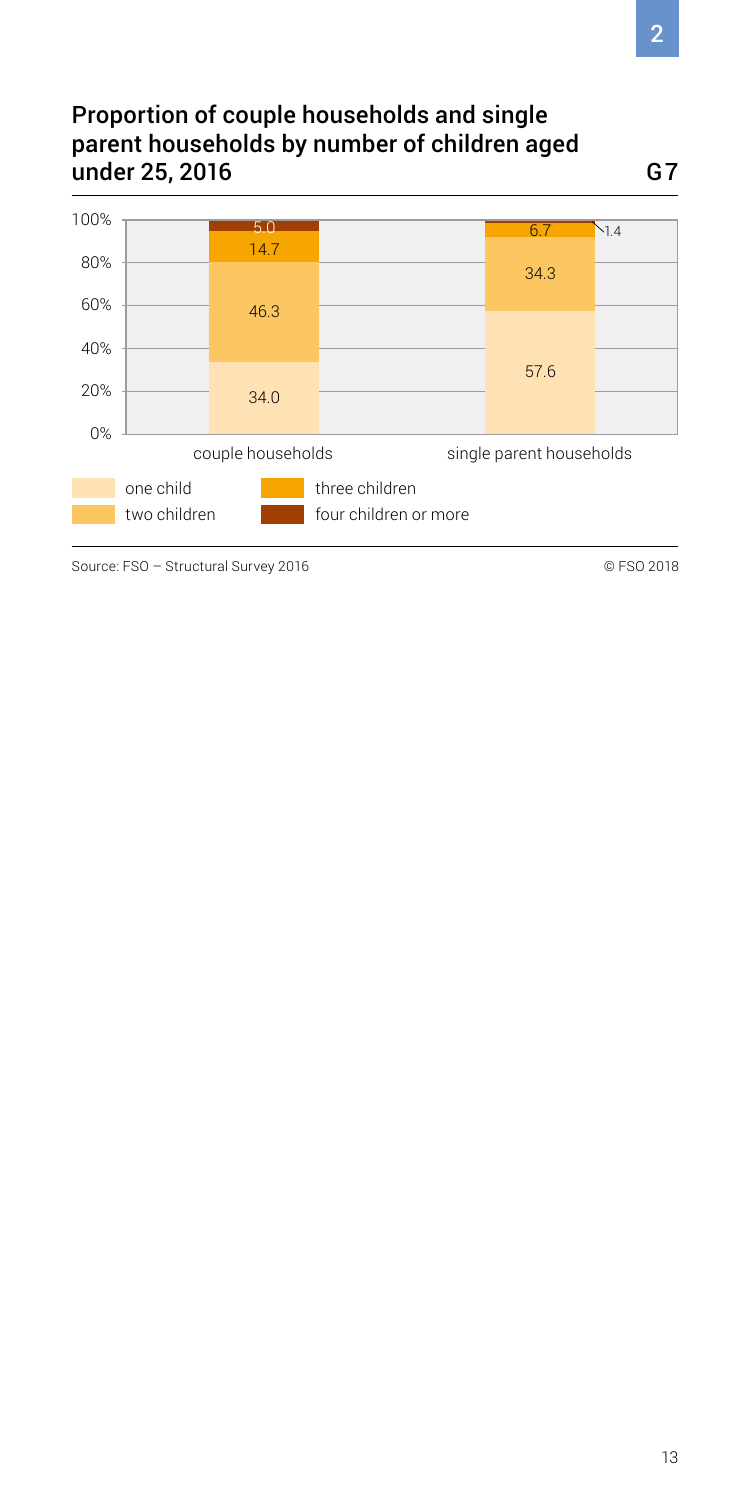## Proportion of couple households and single parent households by number of children aged under 25, 2016

G7

100%
80%
60%
40%
20%
0%

couple households: 34.0, 46.3, 14.7, 5.0

single parent households: 57.6, 34.3, 6.7, 1.4

one child
two children
three children
four children or more

Source: FSO – Structural Survey 2016

© FSO 2018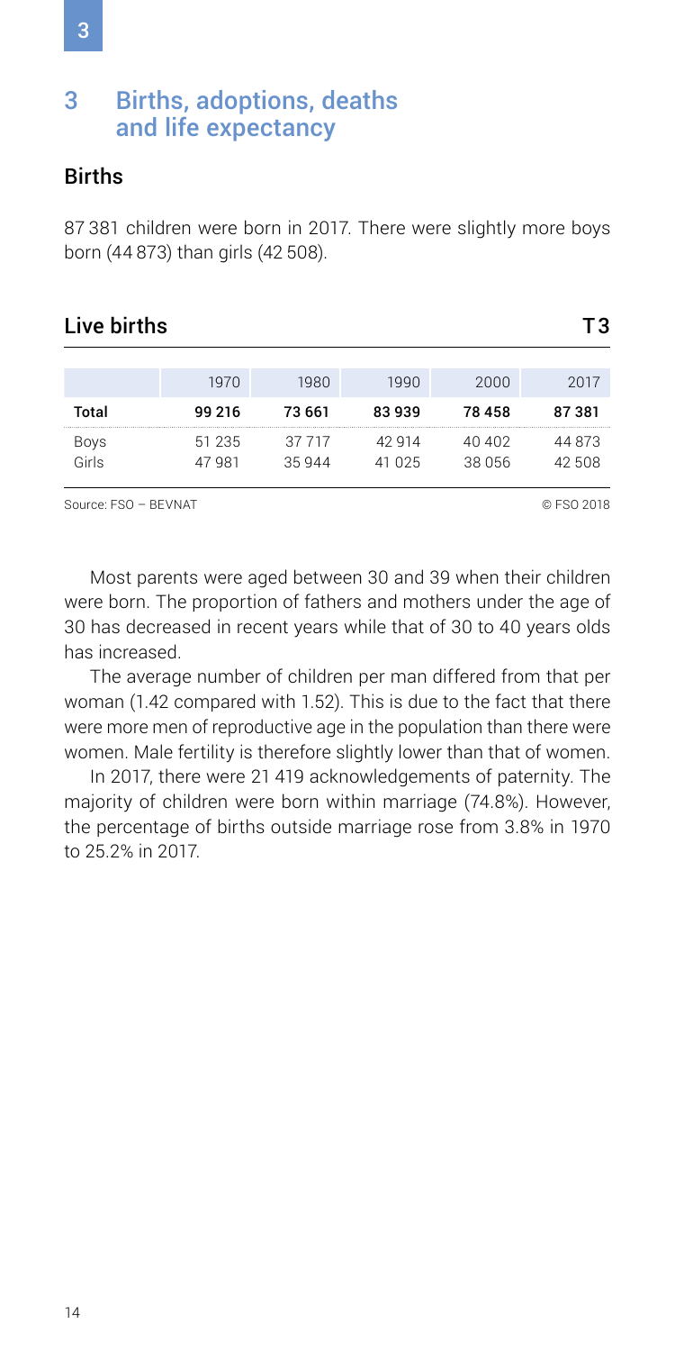# 3 Births, adoptions, deaths and life expectancy

## Births

87 381 children were born in 2017. There were slightly more boys born (44 873) than girls (42 508).

### Live births T 3

| | 1970 | 1980 | 1990 | 2000 | 2017 |
|---|---|---|---|---|---|
| **Total** | **99 216** | **73 661** | **83 939** | **78 458** | **87 381** |
| Boys | 51 235 | 37 717 | 42 914 | 40 402 | 44 873 |
| Girls | 47 981 | 35 944 | 41 025 | 38 056 | 42 508 |

Source: FSO – BEVNAT © FSO 2018

Most parents were aged between 30 and 39 when their children were born. The proportion of fathers and mothers under the age of 30 has decreased in recent years while that of 30 to 40 years olds has increased.

The average number of children per man differed from that per woman (1.42 compared with 1.52). This is due to the fact that there were more men of reproductive age in the population than there were women. Male fertility is therefore slightly lower than that of women.

In 2017, there were 21 419 acknowledgements of paternity. The majority of children were born within marriage (74.8%). However, the percentage of births outside marriage rose from 3.8% in 1970 to 25.2% in 2017.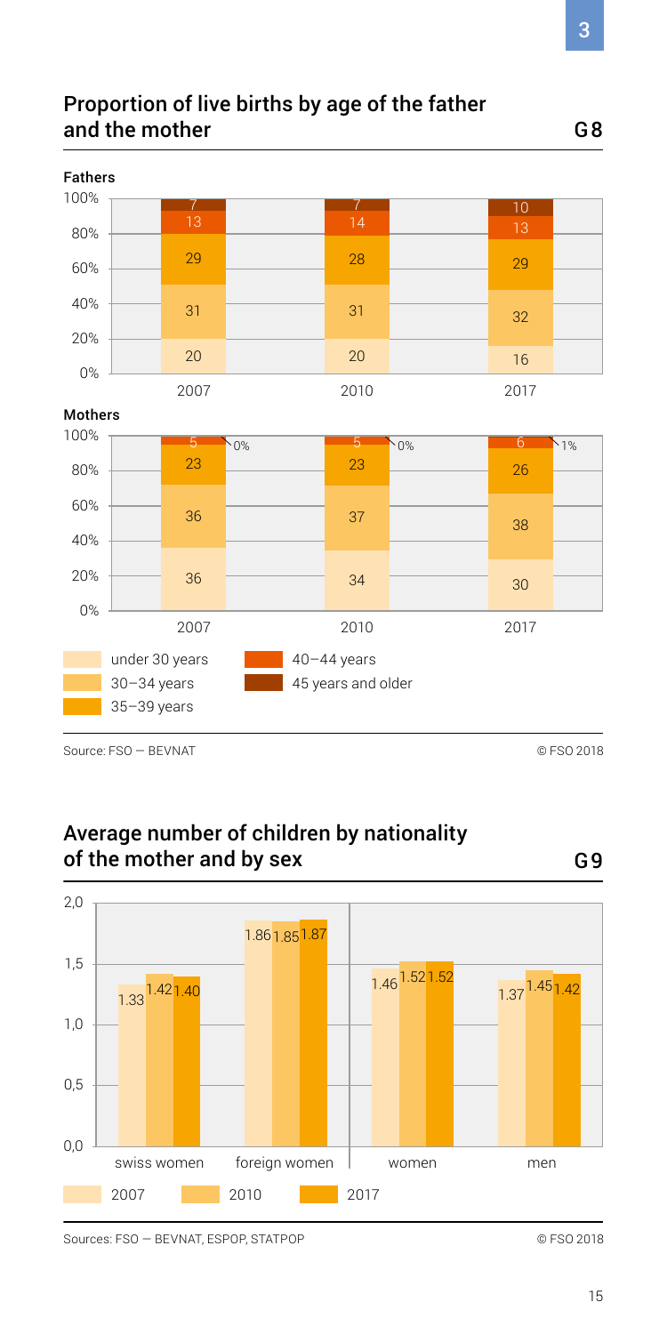## Proportion of live births by age of the father and the mother

G8

**Fathers**

100%
80%
60%
40%
20%
0%

2007: 20, 31, 29, 13, 7
2010: 20, 31, 28, 14, 7
2017: 16, 32, 29, 13, 10

**Mothers**

100%
80%
60%
40%
20%
0%

2007: 36, 36, 23, 5, 0%
2010: 34, 37, 23, 5, 0%
2017: 30, 38, 26, 6, 1%

under 30 years
30–34 years
35–39 years
40–44 years
45 years and older

Source: FSO — BEVNAT

© FSO 2018

## Average number of children by nationality of the mother and by sex

G9

2,0
1,5
1,0
0,5
0,0

swiss women: 1.33, 1.42, 1.40
foreign women: 1.86, 1.85, 1.87
women: 1.46, 1.52, 1.52
men: 1.37, 1.45, 1.42

2007
2010
2017

Sources: FSO — BEVNAT, ESPOP, STATPOP

© FSO 2018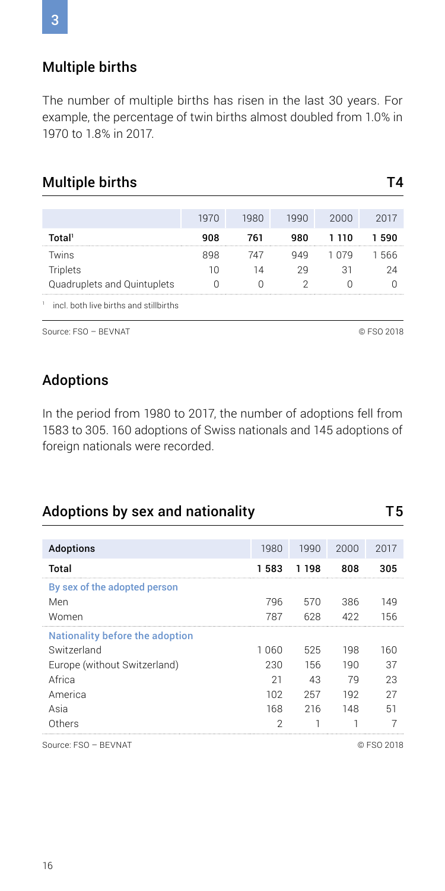## Multiple births

The number of multiple births has risen in the last 30 years. For example, the percentage of twin births almost doubled from 1.0% in 1970 to 1.8% in 2017.

### Multiple births — T4

| | 1970 | 1980 | 1990 | 2000 | 2017 |
|---|---|---|---|---|---|
| **Total**[1] | **908** | **761** | **980** | **1 110** | **1 590** |
| Twins | 898 | 747 | 949 | 1 079 | 1 566 |
| Triplets | 10 | 14 | 29 | 31 | 24 |
| Quadruplets and Quintuplets | 0 | 0 | 2 | 0 | 0 |

[1] incl. both live births and stillbirths

Source: FSO – BEVNAT © FSO 2018

## Adoptions

In the period from 1980 to 2017, the number of adoptions fell from 1583 to 305. 160 adoptions of Swiss nationals and 145 adoptions of foreign nationals were recorded.

### Adoptions by sex and nationality — T5

| **Adoptions** | 1980 | 1990 | 2000 | 2017 |
|---|---|---|---|---|
| **Total** | **1 583** | **1 198** | **808** | **305** |
| By sex of the adopted person | | | | |
| Men | 796 | 570 | 386 | 149 |
| Women | 787 | 628 | 422 | 156 |
| Nationality before the adoption | | | | |
| Switzerland | 1 060 | 525 | 198 | 160 |
| Europe (without Switzerland) | 230 | 156 | 190 | 37 |
| Africa | 21 | 43 | 79 | 23 |
| America | 102 | 257 | 192 | 27 |
| Asia | 168 | 216 | 148 | 51 |
| Others | 2 | 1 | 1 | 7 |

Source: FSO – BEVNAT © FSO 2018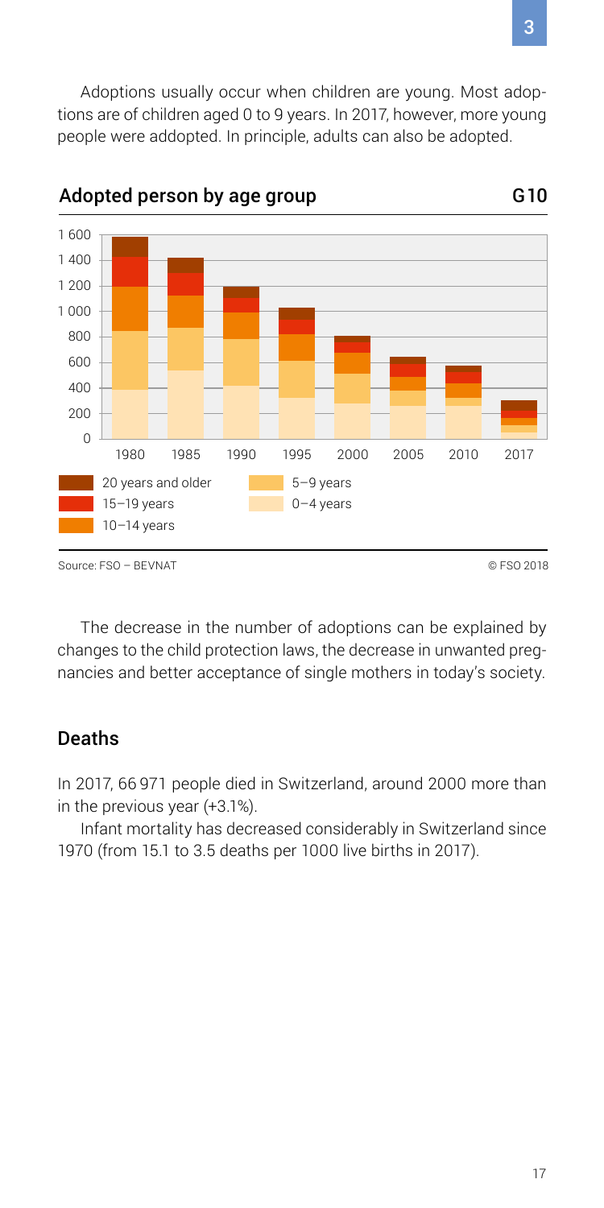Adoptions usually occur when children are young. Most adoptions are of children aged 0 to 9 years. In 2017, however, more young people were addopted. In principle, adults can also be adopted.

## Adopted person by age group G10

1 600
1 400
1 200
1 000
800
600
400
200
0

1980 1985 1990 1995 2000 2005 2010 2017

20 years and older
15–19 years
10–14 years
5–9 years
0–4 years

Source: FSO – BEVNAT © FSO 2018

The decrease in the number of adoptions can be explained by changes to the child protection laws, the decrease in unwanted pregnancies and better acceptance of single mothers in today's society.

## Deaths

In 2017, 66 971 people died in Switzerland, around 2000 more than in the previous year (+3.1%).

Infant mortality has decreased considerably in Switzerland since 1970 (from 15.1 to 3.5 deaths per 1000 live births in 2017).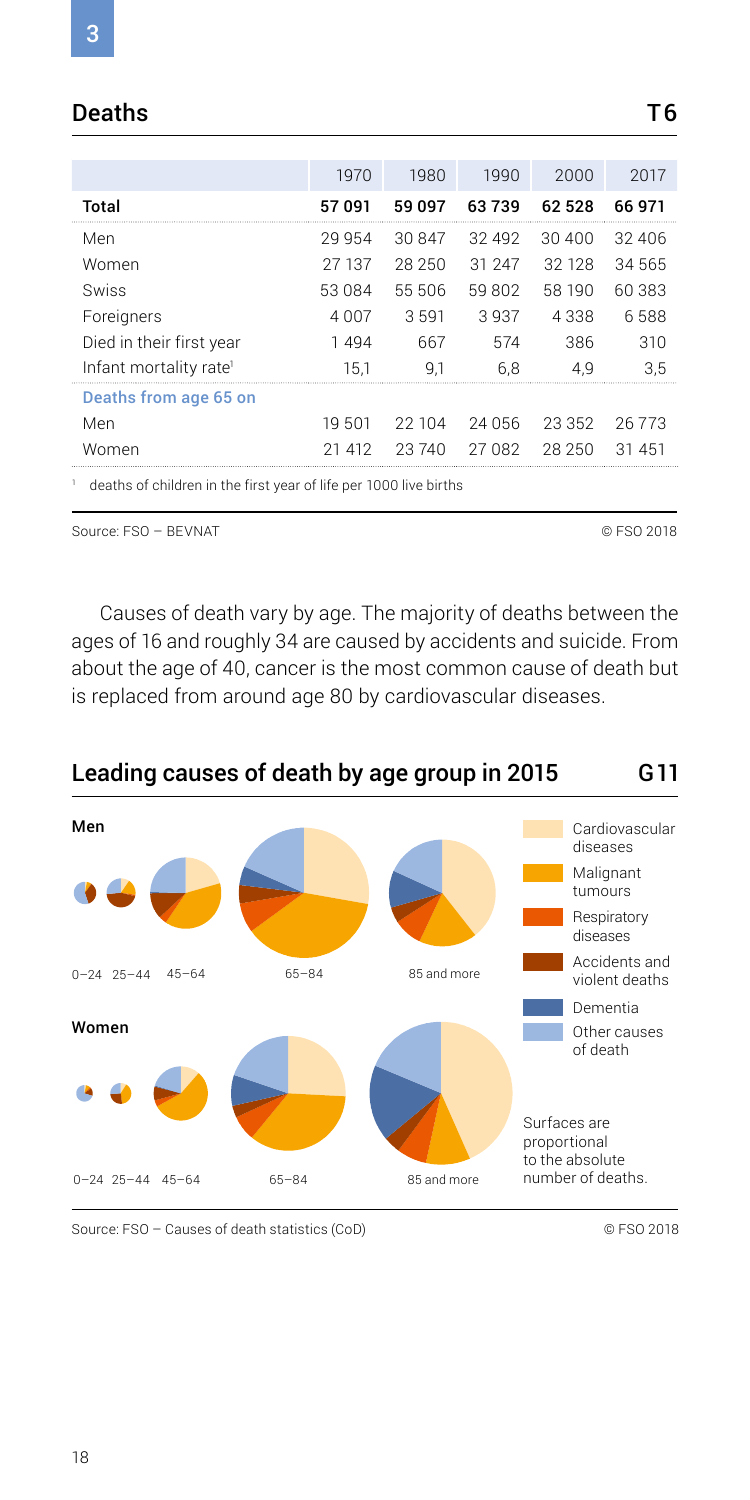## Deaths T6

| | 1970 | 1980 | 1990 | 2000 | 2017 |
|---|---|---|---|---|---|
| **Total** | **57 091** | **59 097** | **63 739** | **62 528** | **66 971** |
| Men | 29 954 | 30 847 | 32 492 | 30 400 | 32 406 |
| Women | 27 137 | 28 250 | 31 247 | 32 128 | 34 565 |
| Swiss | 53 084 | 55 506 | 59 802 | 58 190 | 60 383 |
| Foreigners | 4 007 | 3 591 | 3 937 | 4 338 | 6 588 |
| Died in their first year | 1 494 | 667 | 574 | 386 | 310 |
| Infant mortality rate[1] | 15,1 | 9,1 | 6,8 | 4,9 | 3,5 |
| Deaths from age 65 on | | | | | |
| Men | 19 501 | 22 104 | 24 056 | 23 352 | 26 773 |
| Women | 21 412 | 23 740 | 27 082 | 28 250 | 31 451 |

[1] deaths of children in the first year of life per 1000 live births

Source: FSO – BEVNAT © FSO 2018

Causes of death vary by age. The majority of deaths between the ages of 16 and roughly 34 are caused by accidents and suicide. From about the age of 40, cancer is the most common cause of death but is replaced from around age 80 by cardiovascular diseases.

## Leading causes of death by age group in 2015 G11

Men

0–24 25–44 45–64 65–84 85 and more

Women

0–24 25–44 45–64 65–84 85 and more

Cardiovascular diseases
Malignant tumours
Respiratory diseases
Accidents and violent deaths
Dementia
Other causes of death

Surfaces are proportional to the absolute number of deaths.

Source: FSO – Causes of death statistics (CoD) © FSO 2018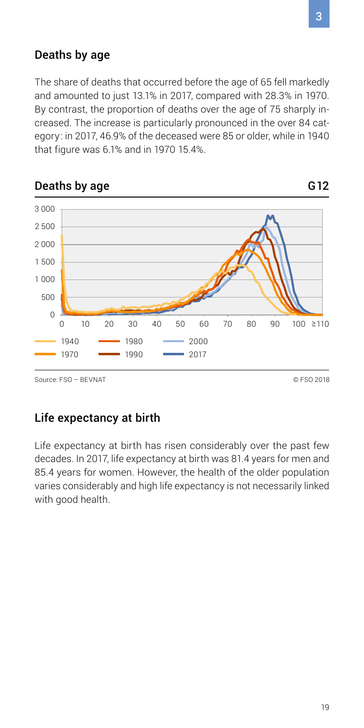## Deaths by age

The share of deaths that occurred before the age of 65 fell markedly and amounted to just 13.1% in 2017, compared with 28.3% in 1970. By contrast, the proportion of deaths over the age of 75 sharply increased. The increase is particularly pronounced in the over 84 category: in 2017, 46.9% of the deceased were 85 or older, while in 1940 that figure was 6.1% and in 1970 15.4%.

### Deaths by age G12

3 000
2 500
2 000
1 500
1 000
500
0

0 10 20 30 40 50 60 70 80 90 100 ≥110

1940
1970
1980
1990
2000
2017

Source: FSO – BEVNAT

© FSO 2018

## Life expectancy at birth

Life expectancy at birth has risen considerably over the past few decades. In 2017, life expectancy at birth was 81.4 years for men and 85.4 years for women. However, the health of the older population varies considerably and high life expectancy is not necessarily linked with good health.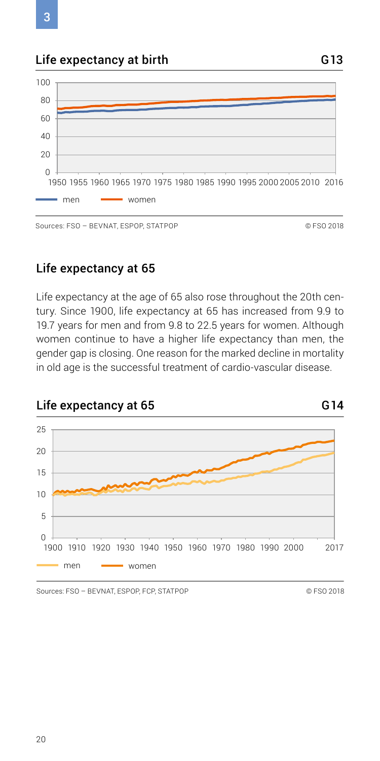## Life expectancy at birth G13

100
80
60
40
20
0
1950 1955 1960 1965 1970 1975 1980 1985 1990 1995 2000 2005 2010 2016

men women

Sources: FSO – BEVNAT, ESPOP, STATPOP © FSO 2018

## Life expectancy at 65

Life expectancy at the age of 65 also rose throughout the 20th century. Since 1900, life expectancy at 65 has increased from 9.9 to 19.7 years for men and from 9.8 to 22.5 years for women. Although women continue to have a higher life expectancy than men, the gender gap is closing. One reason for the marked decline in mortality in old age is the successful treatment of cardio-vascular disease.

## Life expectancy at 65 G14

25
20
15
10
5
0
1900 1910 1920 1930 1940 1950 1960 1970 1980 1990 2000 2017

men women

Sources: FSO – BEVNAT, ESPOP, FCP, STATPOP © FSO 2018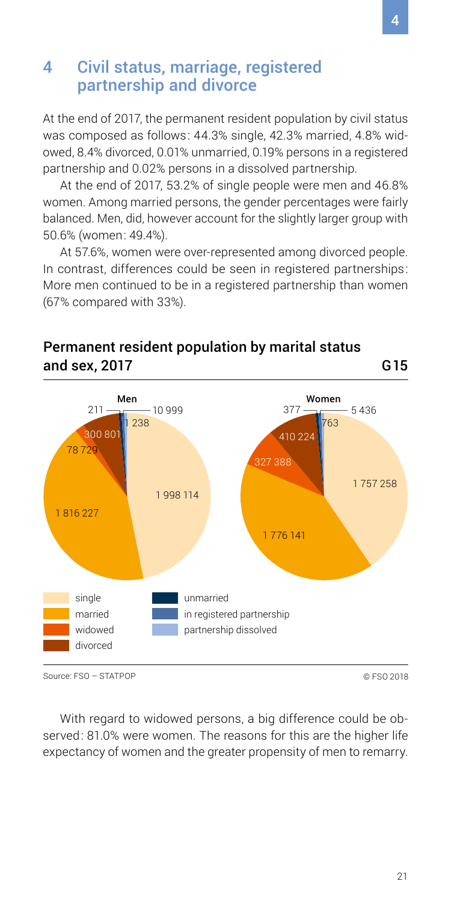## 4 Civil status, marriage, registered partnership and divorce

At the end of 2017, the permanent resident population by civil status was composed as follows: 44.3% single, 42.3% married, 4.8% widowed, 8.4% divorced, 0.01% unmarried, 0.19% persons in a registered partnership and 0.02% persons in a dissolved partnership.

At the end of 2017, 53.2% of single people were men and 46.8% women. Among married persons, the gender percentages were fairly balanced. Men, did, however account for the slightly larger group with 50.6% (women: 49.4%).

At 57.6%, women were over-represented among divorced people. In contrast, differences could be seen in registered partnerships: More men continued to be in a registered partnership than women (67% compared with 33%).

### Permanent resident population by marital status and sex, 2017 G15

Men

211
10 999
1 238
300 801
78 729
1 998 114
1 816 227

Women

377
5 436
763
410 224
327 388
1 757 258
1 776 141

single
married
widowed
divorced
unmarried
in registered partnership
partnership dissolved

Source: FSO – STATPOP © FSO 2018

With regard to widowed persons, a big difference could be observed: 81.0% were women. The reasons for this are the higher life expectancy of women and the greater propensity of men to remarry.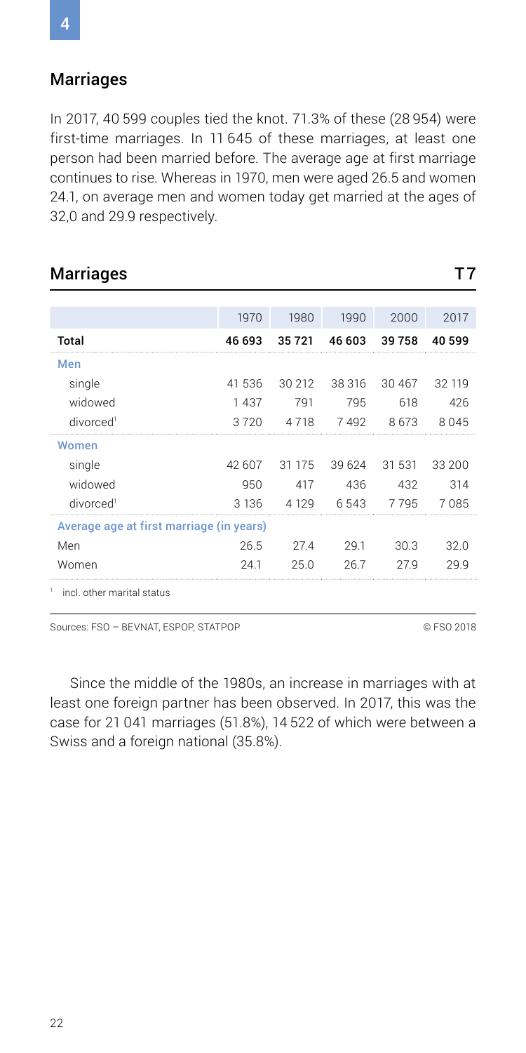## Marriages

In 2017, 40 599 couples tied the knot. 71.3% of these (28 954) were first-time marriages. In 11 645 of these marriages, at least one person had been married before. The average age at first marriage continues to rise. Whereas in 1970, men were aged 26.5 and women 24.1, on average men and women today get married at the ages of 32,0 and 29.9 respectively.

### Marriages T7

| | 1970 | 1980 | 1990 | 2000 | 2017 |
|---|---|---|---|---|---|
| **Total** | **46 693** | **35 721** | **46 603** | **39 758** | **40 599** |
| **Men** | | | | | |
| single | 41 536 | 30 212 | 38 316 | 30 467 | 32 119 |
| widowed | 1 437 | 791 | 795 | 618 | 426 |
| divorced[1] | 3 720 | 4 718 | 7 492 | 8 673 | 8 045 |
| **Women** | | | | | |
| single | 42 607 | 31 175 | 39 624 | 31 531 | 33 200 |
| widowed | 950 | 417 | 436 | 432 | 314 |
| divorced[1] | 3 136 | 4 129 | 6 543 | 7 795 | 7 085 |
| **Average age at first marriage (in years)** | | | | | |
| Men | 26.5 | 27.4 | 29.1 | 30.3 | 32.0 |
| Women | 24.1 | 25.0 | 26.7 | 27.9 | 29.9 |

[1] incl. other marital status

Sources: FSO – BEVNAT, ESPOP, STATPOP © FSO 2018

Since the middle of the 1980s, an increase in marriages with at least one foreign partner has been observed. In 2017, this was the case for 21 041 marriages (51.8%), 14 522 of which were between a Swiss and a foreign national (35.8%).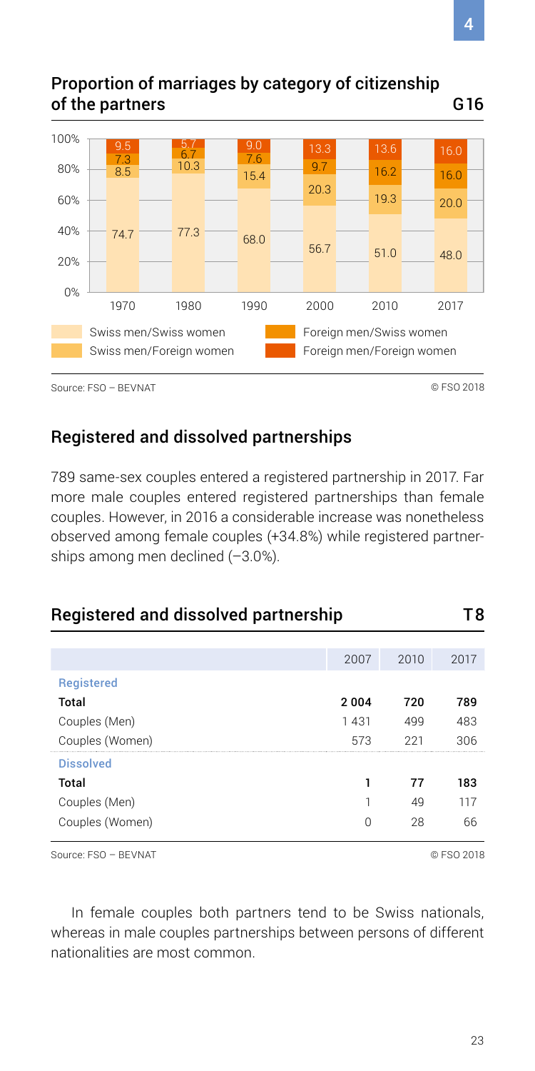## Proportion of marriages by category of citizenship of the partners G16

100%
80%
60%
40%
20%
0%

1970: 9.5, 7.3, 8.5, 74.7
1980: 5.7, 6.7, 10.3, 77.3
1990: 9.0, 7.6, 15.4, 68.0
2000: 13.3, 9.7, 20.3, 56.7
2010: 13.6, 16.2, 19.3, 51.0
2017: 16.0, 16.0, 20.0, 48.0

Swiss men/Swiss women
Swiss men/Foreign women
Foreign men/Swiss women
Foreign men/Foreign women

Source: FSO – BEVNAT © FSO 2018

## Registered and dissolved partnerships

789 same-sex couples entered a registered partnership in 2017. Far more male couples entered registered partnerships than female couples. However, in 2016 a considerable increase was nonetheless observed among female couples (+34.8%) while registered partnerships among men declined (–3.0%).

## Registered and dissolved partnership T8

| | 2007 | 2010 | 2017 |
|---|---|---|---|
| **Registered** | | | |
| **Total** | **2 004** | **720** | **789** |
| Couples (Men) | 1 431 | 499 | 483 |
| Couples (Women) | 573 | 221 | 306 |
| **Dissolved** | | | |
| **Total** | **1** | **77** | **183** |
| Couples (Men) | 1 | 49 | 117 |
| Couples (Women) | 0 | 28 | 66 |

Source: FSO – BEVNAT © FSO 2018

In female couples both partners tend to be Swiss nationals, whereas in male couples partnerships between persons of different nationalities are most common.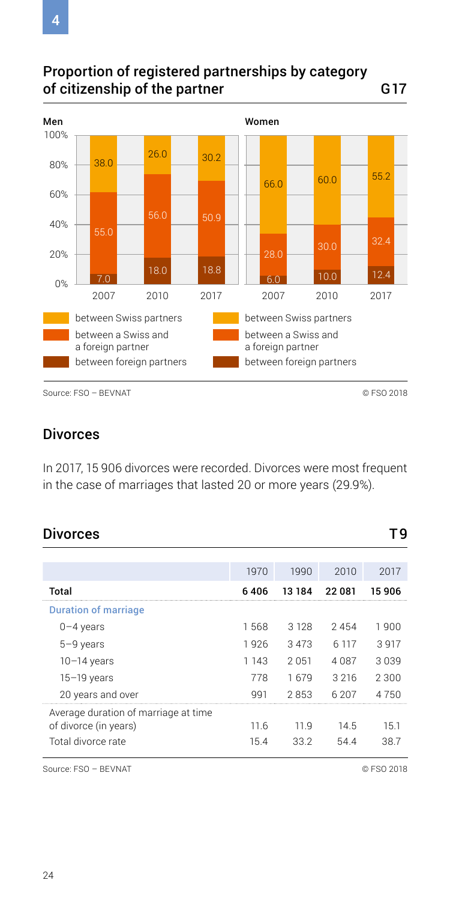## Proportion of registered partnerships by category of citizenship of the partner G17

Men

100%
80%
60%
40%
20%
0%

2007: 38.0, 55.0, 7.0
2010: 26.0, 56.0, 18.0
2017: 30.2, 50.9, 18.8

Women

2007: 66.0, 28.0, 6.0
2010: 60.0, 30.0, 10.0
2017: 55.2, 32.4, 12.4

between Swiss partners
between a Swiss and a foreign partner
between foreign partners

between Swiss partners
between a Swiss and a foreign partner
between foreign partners

Source: FSO – BEVNAT © FSO 2018

## Divorces

In 2017, 15 906 divorces were recorded. Divorces were most frequent in the case of marriages that lasted 20 or more years (29.9%).

## Divorces T9

| | 1970 | 1990 | 2010 | 2017 |
|---|---|---|---|---|
| **Total** | **6 406** | **13 184** | **22 081** | **15 906** |
| **Duration of marriage** | | | | |
| 0–4 years | 1 568 | 3 128 | 2 454 | 1 900 |
| 5–9 years | 1 926 | 3 473 | 6 117 | 3 917 |
| 10–14 years | 1 143 | 2 051 | 4 087 | 3 039 |
| 15–19 years | 778 | 1 679 | 3 216 | 2 300 |
| 20 years and over | 991 | 2 853 | 6 207 | 4 750 |
| Average duration of marriage at time of divorce (in years) | 11.6 | 11.9 | 14.5 | 15.1 |
| Total divorce rate | 15.4 | 33.2 | 54.4 | 38.7 |

Source: FSO – BEVNAT © FSO 2018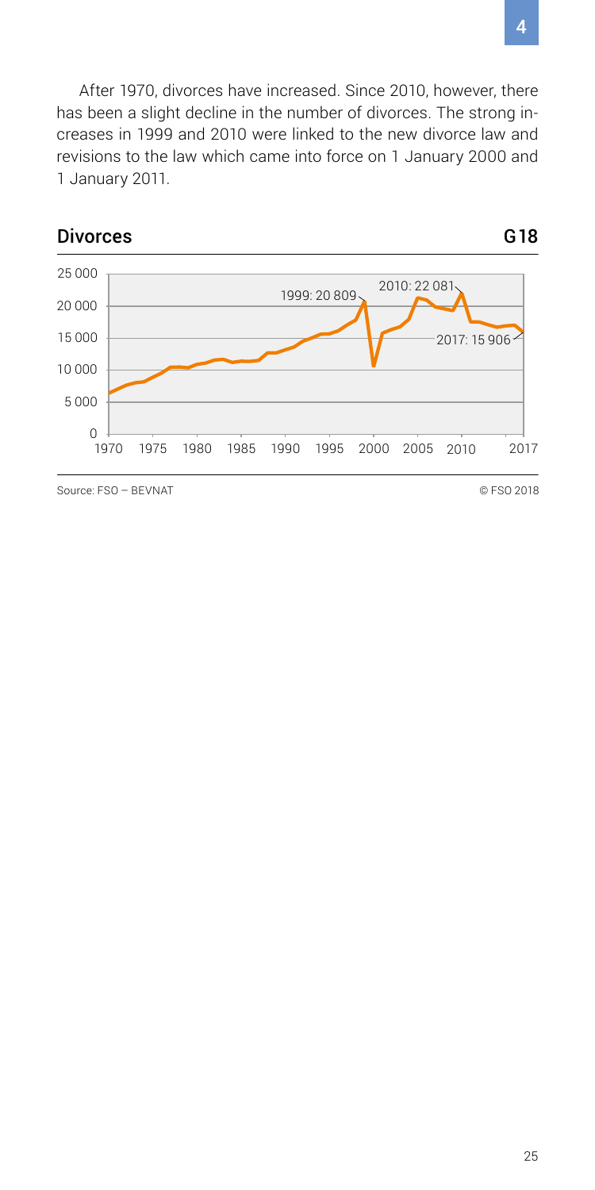After 1970, divorces have increased. Since 2010, however, there has been a slight decline in the number of divorces. The strong increases in 1999 and 2010 were linked to the new divorce law and revisions to the law which came into force on 1 January 2000 and 1 January 2011.

## Divorces

G18

25 000
20 000
15 000
10 000
5 000
0

1970 1975 1980 1985 1990 1995 2000 2005 2010 2017

1999: 20 809
2010: 22 081
2017: 15 906

Source: FSO – BEVNAT

© FSO 2018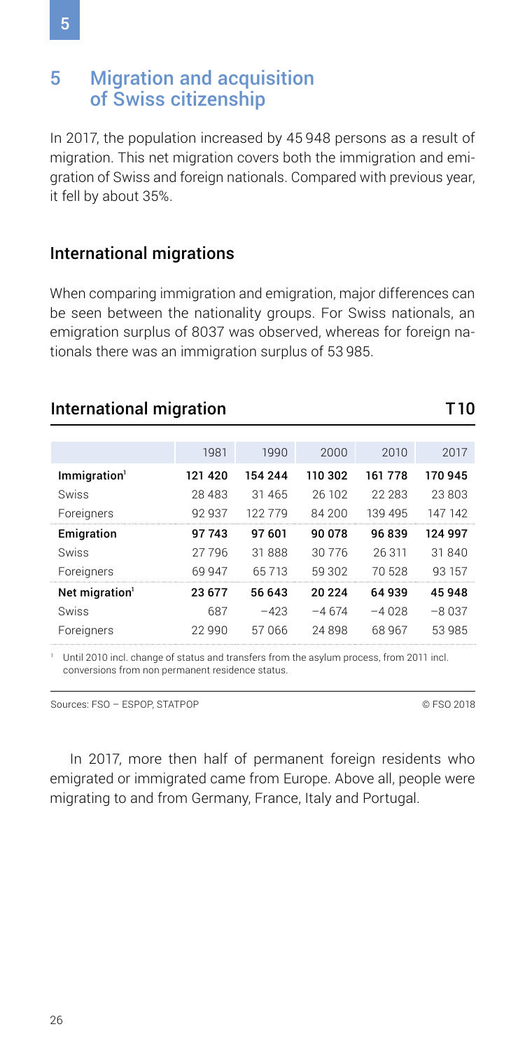# 5 Migration and acquisition of Swiss citizenship

In 2017, the population increased by 45 948 persons as a result of migration. This net migration covers both the immigration and emigration of Swiss and foreign nationals. Compared with previous year, it fell by about 35%.

## International migrations

When comparing immigration and emigration, major differences can be seen between the nationality groups. For Swiss nationals, an emigration surplus of 8037 was observed, whereas for foreign nationals there was an immigration surplus of 53 985.

### International migration T10

| | 1981 | 1990 | 2000 | 2010 | 2017 |
|---|---|---|---|---|---|
| **Immigration**[1] | **121 420** | **154 244** | **110 302** | **161 778** | **170 945** |
| Swiss | 28 483 | 31 465 | 26 102 | 22 283 | 23 803 |
| Foreigners | 92 937 | 122 779 | 84 200 | 139 495 | 147 142 |
| **Emigration** | **97 743** | **97 601** | **90 078** | **96 839** | **124 997** |
| Swiss | 27 796 | 31 888 | 30 776 | 26 311 | 31 840 |
| Foreigners | 69 947 | 65 713 | 59 302 | 70 528 | 93 157 |
| **Net migration**[1] | **23 677** | **56 643** | **20 224** | **64 939** | **45 948** |
| Swiss | 687 | −423 | −4 674 | −4 028 | −8 037 |
| Foreigners | 22 990 | 57 066 | 24 898 | 68 967 | 53 985 |

[1] Until 2010 incl. change of status and transfers from the asylum process, from 2011 incl. conversions from non permanent residence status.

Sources: FSO – ESPOP, STATPOP © FSO 2018

In 2017, more then half of permanent foreign residents who emigrated or immigrated came from Europe. Above all, people were migrating to and from Germany, France, Italy and Portugal.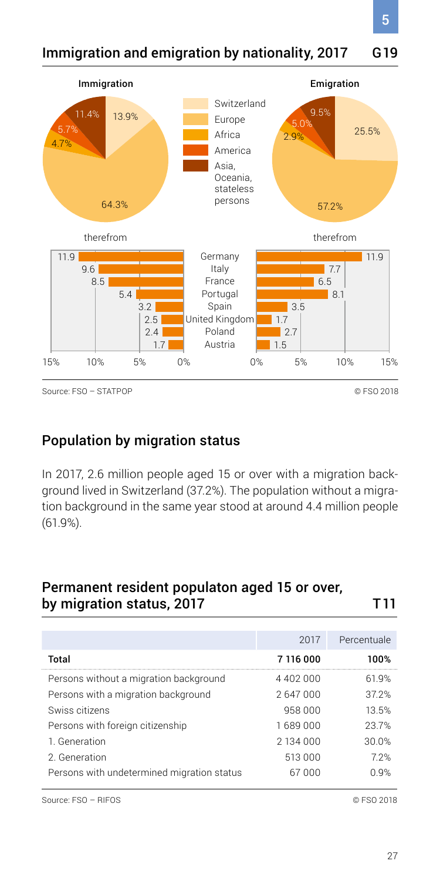## Immigration and emigration by nationality, 2017 G19

Immigration

Emigration

Switzerland
Europe
Africa
America
Asia, Oceania, stateless persons

Immigration: 13.9% 64.3% 4.7% 5.7% 11.4%

Emigration: 25.5% 57.2% 2.9% 5.0% 9.5%

therefrom

therefrom

Germany
Italy
France
Portugal
Spain
United Kingdom
Poland
Austria

Immigration: 11.9 9.6 8.5 5.4 3.2 2.5 2.4 1.7

Emigration: 11.9 7.7 6.5 8.1 3.5 1.7 2.7 1.5

15% 10% 5% 0% 0% 5% 10% 15%

Source: FSO – STATPOP © FSO 2018

## Population by migration status

In 2017, 2.6 million people aged 15 or over with a migration background lived in Switzerland (37.2%). The population without a migration background in the same year stood at around 4.4 million people (61.9%).

## Permanent resident populaton aged 15 or over, by migration status, 2017 T11

| | 2017 | Percentuale |
|---|---|---|
| **Total** | **7 116 000** | **100%** |
| Persons without a migration background | 4 402 000 | 61.9% |
| Persons with a migration background | 2 647 000 | 37.2% |
| Swiss citizens | 958 000 | 13.5% |
| Persons with foreign citizenship | 1 689 000 | 23.7% |
| 1. Generation | 2 134 000 | 30.0% |
| 2. Generation | 513 000 | 7.2% |
| Persons with undetermined migration status | 67 000 | 0.9% |

Source: FSO – RIFOS © FSO 2018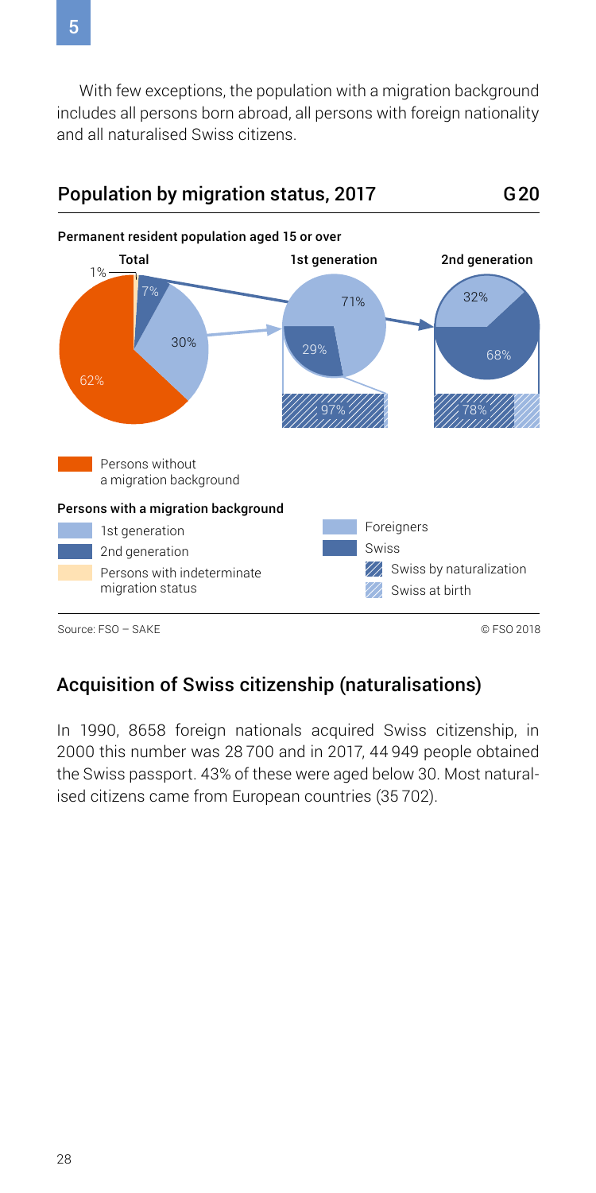With few exceptions, the population with a migration background includes all persons born abroad, all persons with foreign nationality and all naturalised Swiss citizens.

## Population by migration status, 2017 G20

Permanent resident population aged 15 or over

Total

1%

7%

30%

62%

1st generation

71%

29%

97%

2nd generation

32%

68%

78%

Persons without a migration background

Persons with a migration background

1st generation

2nd generation

Persons with indeterminate migration status

Foreigners

Swiss

Swiss by naturalization

Swiss at birth

Source: FSO – SAKE

© FSO 2018

## Acquisition of Swiss citizenship (naturalisations)

In 1990, 8658 foreign nationals acquired Swiss citizenship, in 2000 this number was 28 700 and in 2017, 44 949 people obtained the Swiss passport. 43% of these were aged below 30. Most naturalised citizens came from European countries (35 702).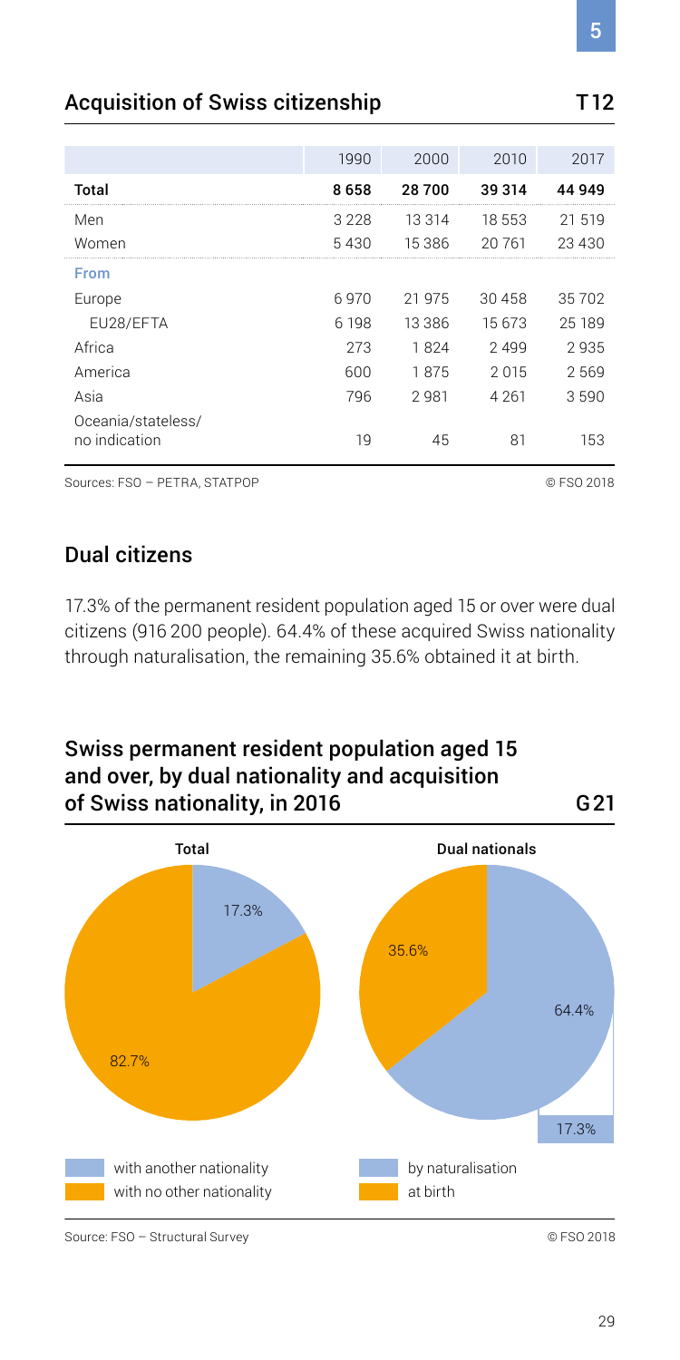## Acquisition of Swiss citizenship T12

| | 1990 | 2000 | 2010 | 2017 |
|---|---|---|---|---|
| **Total** | **8 658** | **28 700** | **39 314** | **44 949** |
| Men | 3 228 | 13 314 | 18 553 | 21 519 |
| Women | 5 430 | 15 386 | 20 761 | 23 430 |
| **From** | | | | |
| Europe | 6 970 | 21 975 | 30 458 | 35 702 |
| EU28/EFTA | 6 198 | 13 386 | 15 673 | 25 189 |
| Africa | 273 | 1 824 | 2 499 | 2 935 |
| America | 600 | 1 875 | 2 015 | 2 569 |
| Asia | 796 | 2 981 | 4 261 | 3 590 |
| Oceania/stateless/ no indication | 19 | 45 | 81 | 153 |

Sources: FSO – PETRA, STATPOP © FSO 2018

## Dual citizens

17.3% of the permanent resident population aged 15 or over were dual citizens (916 200 people). 64.4% of these acquired Swiss nationality through naturalisation, the remaining 35.6% obtained it at birth.

## Swiss permanent resident population aged 15 and over, by dual nationality and acquisition of Swiss nationality, in 2016 G21

Total: 17.3% with another nationality; 82.7% with no other nationality

Dual nationals (17.3%): 64.4% by naturalisation; 35.6% at birth

Source: FSO – Structural Survey © FSO 2018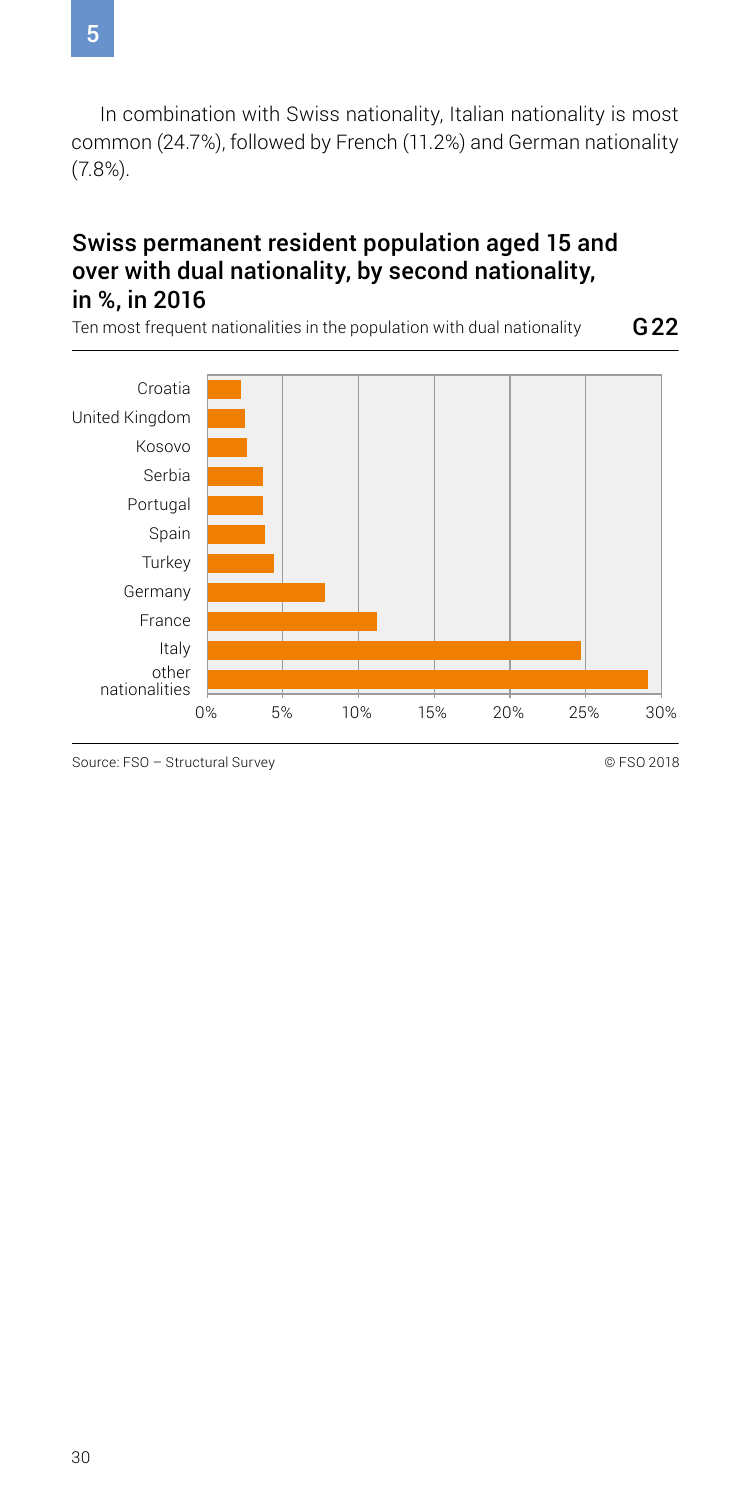In combination with Swiss nationality, Italian nationality is most common (24.7%), followed by French (11.2%) and German nationality (7.8%).

## Swiss permanent resident population aged 15 and over with dual nationality, by second nationality, in %, in 2016

Ten most frequent nationalities in the population with dual nationality G22

Croatia
United Kingdom
Kosovo
Serbia
Portugal
Spain
Turkey
Germany
France
Italy
other nationalities

0% 5% 10% 15% 20% 25% 30%

Source: FSO – Structural Survey © FSO 2018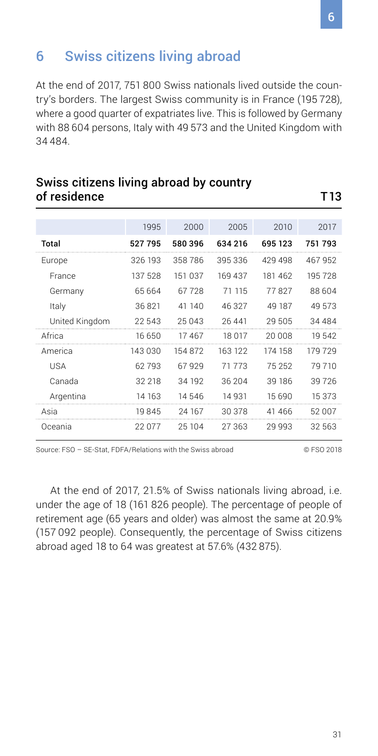## 6 Swiss citizens living abroad

At the end of 2017, 751 800 Swiss nationals lived outside the country's borders. The largest Swiss community is in France (195 728), where a good quarter of expatriates live. This is followed by Germany with 88 604 persons, Italy with 49 573 and the United Kingdom with 34 484.

### Swiss citizens living abroad by country of residence T13

| | 1995 | 2000 | 2005 | 2010 | 2017 |
|---|---|---|---|---|---|
| **Total** | **527 795** | **580 396** | **634 216** | **695 123** | **751 793** |
| Europe | 326 193 | 358 786 | 395 336 | 429 498 | 467 952 |
| France | 137 528 | 151 037 | 169 437 | 181 462 | 195 728 |
| Germany | 65 664 | 67 728 | 71 115 | 77 827 | 88 604 |
| Italy | 36 821 | 41 140 | 46 327 | 49 187 | 49 573 |
| United Kingdom | 22 543 | 25 043 | 26 441 | 29 505 | 34 484 |
| Africa | 16 650 | 17 467 | 18 017 | 20 008 | 19 542 |
| America | 143 030 | 154 872 | 163 122 | 174 158 | 179 729 |
| USA | 62 793 | 67 929 | 71 773 | 75 252 | 79 710 |
| Canada | 32 218 | 34 192 | 36 204 | 39 186 | 39 726 |
| Argentina | 14 163 | 14 546 | 14 931 | 15 690 | 15 373 |
| Asia | 19 845 | 24 167 | 30 378 | 41 466 | 52 007 |
| Oceania | 22 077 | 25 104 | 27 363 | 29 993 | 32 563 |

Source: FSO – SE-Stat, FDFA/Relations with the Swiss abroad © FSO 2018

At the end of 2017, 21.5% of Swiss nationals living abroad, i.e. under the age of 18 (161 826 people). The percentage of people of retirement age (65 years and older) was almost the same at 20.9% (157 092 people). Consequently, the percentage of Swiss citizens abroad aged 18 to 64 was greatest at 57.6% (432 875).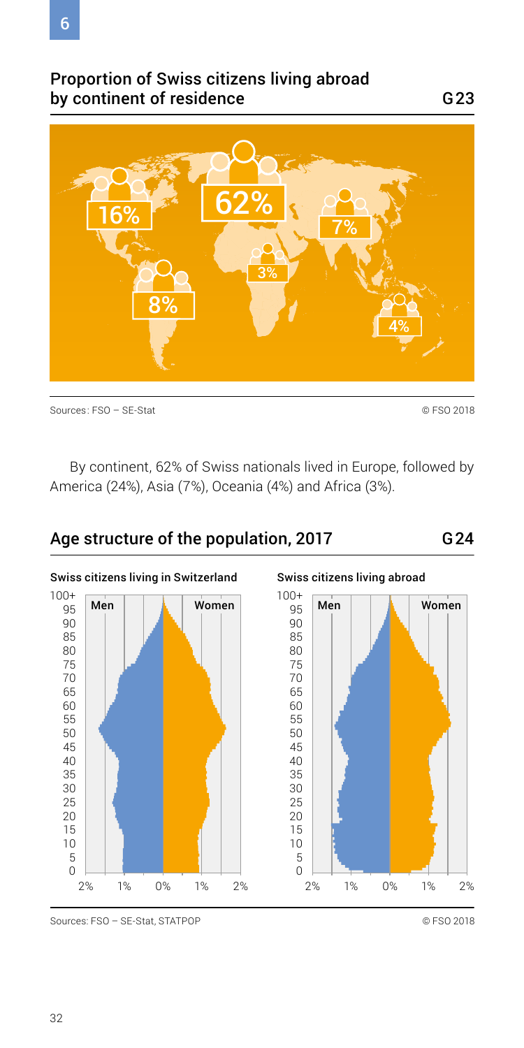## Proportion of Swiss citizens living abroad by continent of residence G23

16%

62%

7%

3%

8%

4%

Sources: FSO – SE-Stat

© FSO 2018

By continent, 62% of Swiss nationals lived in Europe, followed by America (24%), Asia (7%), Oceania (4%) and Africa (3%).

## Age structure of the population, 2017 G24

Swiss citizens living in Switzerland

Men

Women

100+
95
90
85
80
75
70
65
60
55
50
45
40
35
30
25
20
15
10
5
0

2% 1% 0% 1% 2%

Swiss citizens living abroad

Men

Women

100+
95
90
85
80
75
70
65
60
55
50
45
40
35
30
25
20
15
10
5
0

2% 1% 0% 1% 2%

Sources: FSO – SE-Stat, STATPOP

© FSO 2018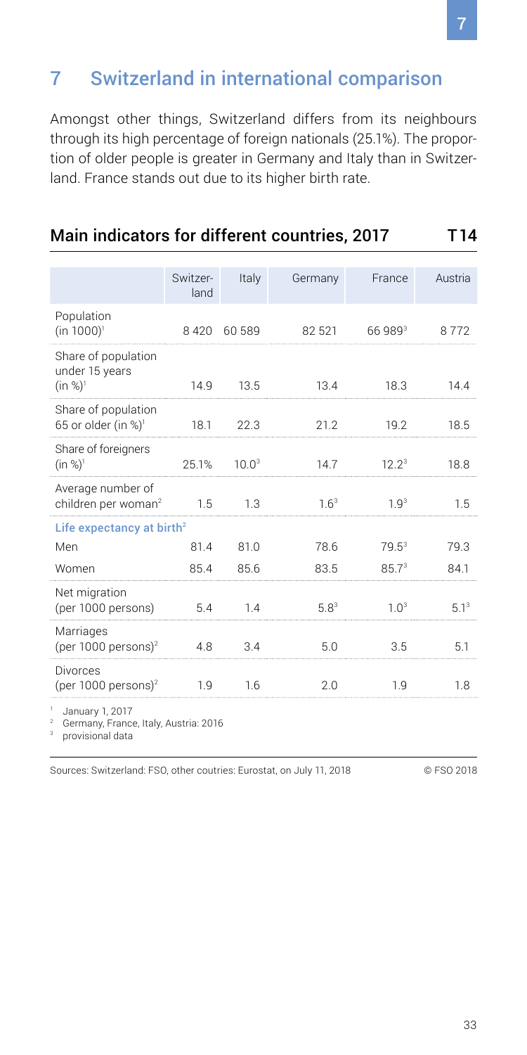## 7 Switzerland in international comparison

Amongst other things, Switzerland differs from its neighbours through its high percentage of foreign nationals (25.1%). The proportion of older people is greater in Germany and Italy than in Switzerland. France stands out due to its higher birth rate.

### Main indicators for different countries, 2017 — T14

| | Switzerland | Italy | Germany | France | Austria |
|---|---|---|---|---|---|
| Population (in 1000)[1] | 8 420 | 60 589 | 82 521 | 66 989[3] | 8 772 |
| Share of population under 15 years (in %)[1] | 14.9 | 13.5 | 13.4 | 18.3 | 14.4 |
| Share of population 65 or older (in %)[1] | 18.1 | 22.3 | 21.2 | 19.2 | 18.5 |
| Share of foreigners (in %)[1] | 25.1% | 10.0[3] | 14.7 | 12.2[3] | 18.8 |
| Average number of children per woman[2] | 1.5 | 1.3 | 1.6[3] | 1.9[3] | 1.5 |
| **Life expectancy at birth[2]** | | | | | |
| Men | 81.4 | 81.0 | 78.6 | 79.5[3] | 79.3 |
| Women | 85.4 | 85.6 | 83.5 | 85.7[3] | 84.1 |
| Net migration (per 1000 persons) | 5.4 | 1.4 | 5.8[3] | 1.0[3] | 5.1[3] |
| Marriages (per 1000 persons)[2] | 4.8 | 3.4 | 5.0 | 3.5 | 5.1 |
| Divorces (per 1000 persons)[2] | 1.9 | 1.6 | 2.0 | 1.9 | 1.8 |

[1] January 1, 2017
[2] Germany, France, Italy, Austria: 2016
[3] provisional data

Sources: Switzerland: FSO, other coutries: Eurostat, on July 11, 2018 © FSO 2018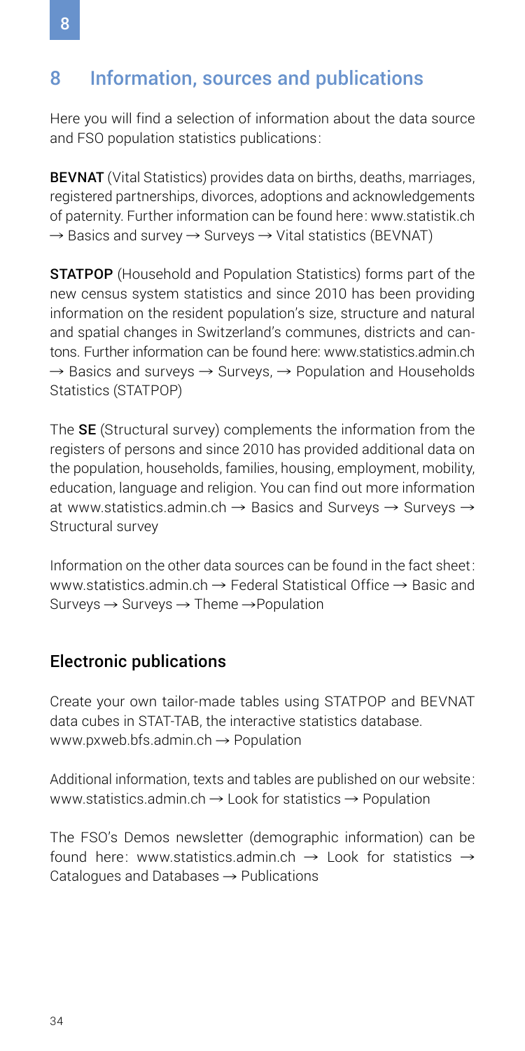# 8 Information, sources and publications

Here you will find a selection of information about the data source and FSO population statistics publications:

**BEVNAT** (Vital Statistics) provides data on births, deaths, marriages, registered partnerships, divorces, adoptions and acknowledgements of paternity. Further information can be found here: www.statistik.ch → Basics and survey → Surveys → Vital statistics (BEVNAT)

**STATPOP** (Household and Population Statistics) forms part of the new census system statistics and since 2010 has been providing information on the resident population's size, structure and natural and spatial changes in Switzerland's communes, districts and cantons. Further information can be found here: www.statistics.admin.ch → Basics and surveys → Surveys, → Population and Households Statistics (STATPOP)

The **SE** (Structural survey) complements the information from the registers of persons and since 2010 has provided additional data on the population, households, families, housing, employment, mobility, education, language and religion. You can find out more information at www.statistics.admin.ch → Basics and Surveys → Surveys → Structural survey

Information on the other data sources can be found in the fact sheet: www.statistics.admin.ch → Federal Statistical Office → Basic and Surveys → Surveys → Theme →Population

## Electronic publications

Create your own tailor-made tables using STATPOP and BEVNAT data cubes in STAT-TAB, the interactive statistics database. www.pxweb.bfs.admin.ch → Population

Additional information, texts and tables are published on our website: www.statistics.admin.ch → Look for statistics → Population

The FSO's Demos newsletter (demographic information) can be found here: www.statistics.admin.ch → Look for statistics → Catalogues and Databases → Publications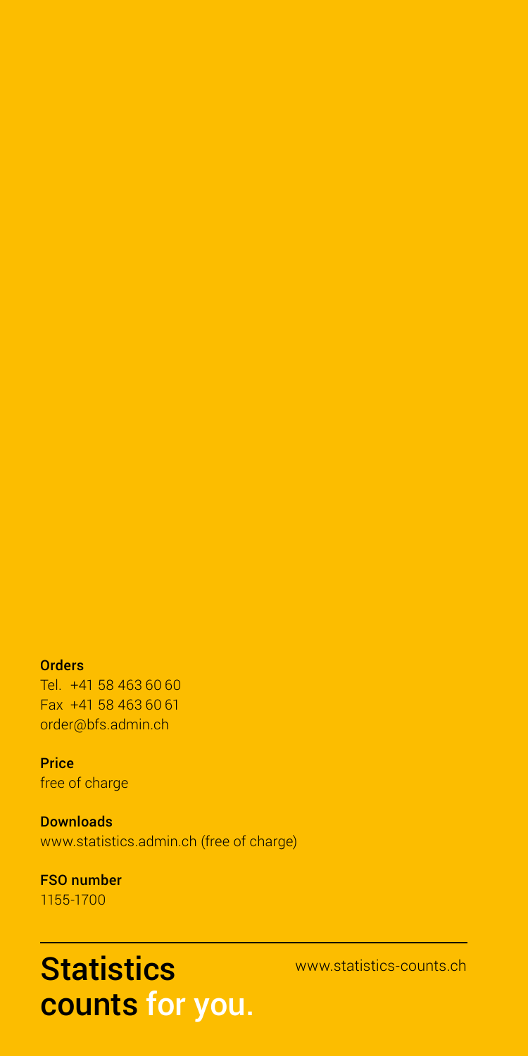**Orders**
Tel. +41 58 463 60 60
Fax +41 58 463 60 61
order@bfs.admin.ch

**Price**
free of charge

**Downloads**
www.statistics.admin.ch (free of charge)

**FSO number**
1155-1700

**Statistics counts for you.**

www.statistics-counts.ch